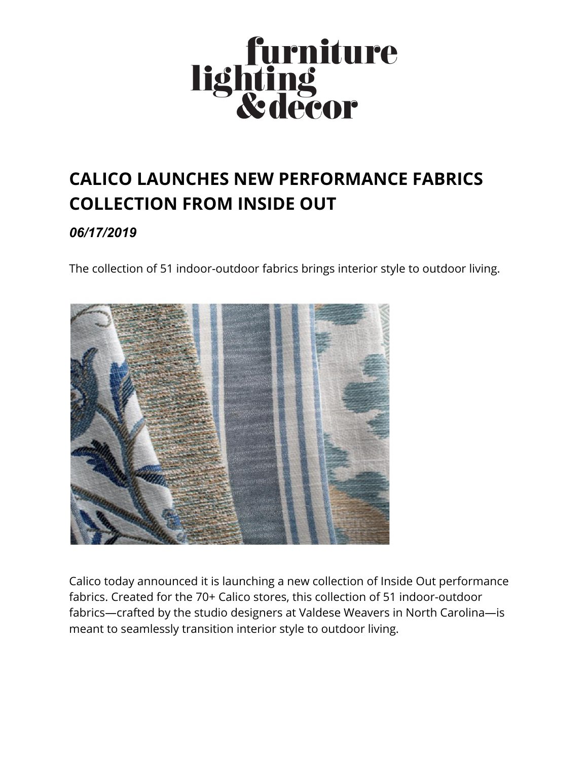furniture lighting & decor

# CALICO LAUNCHES NEW PERFORMANCE FABRICS COLLECTION FROM INSIDE OUT

***06/17/2019***

The collection of 51 indoor-outdoor fabrics brings interior style to outdoor living.

Calico today announced it is launching a new collection of Inside Out performance fabrics. Created for the 70+ Calico stores, this collection of 51 indoor-outdoor fabrics—crafted by the studio designers at Valdese Weavers in North Carolina—is meant to seamlessly transition interior style to outdoor living.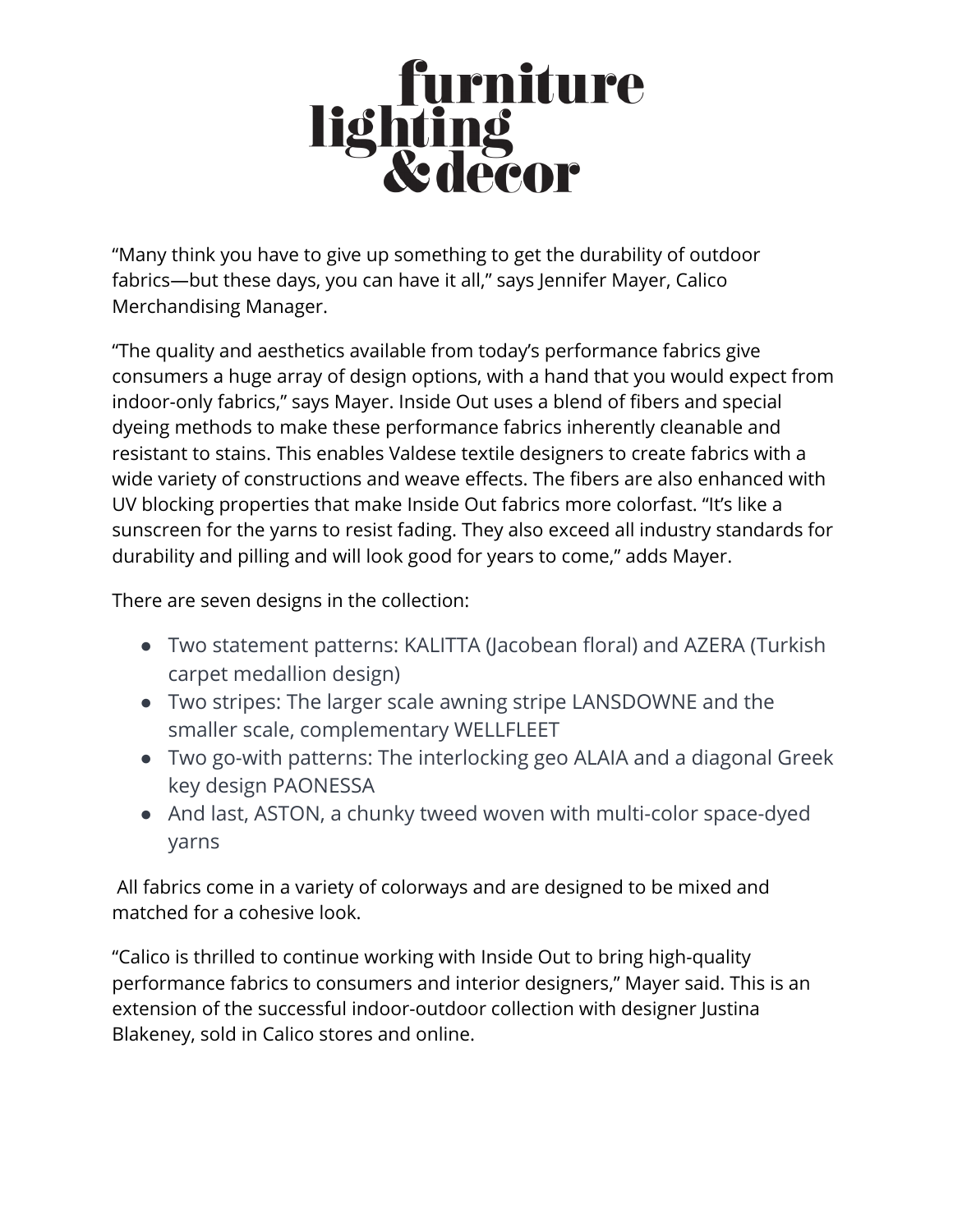“Many think you have to give up something to get the durability of outdoor fabrics—but these days, you can have it all,” says Jennifer Mayer, Calico Merchandising Manager.

“The quality and aesthetics available from today’s performance fabrics give consumers a huge array of design options, with a hand that you would expect from indoor-only fabrics,” says Mayer. Inside Out uses a blend of fibers and special dyeing methods to make these performance fabrics inherently cleanable and resistant to stains. This enables Valdese textile designers to create fabrics with a wide variety of constructions and weave effects. The fibers are also enhanced with UV blocking properties that make Inside Out fabrics more colorfast. “It’s like a sunscreen for the yarns to resist fading. They also exceed all industry standards for durability and pilling and will look good for years to come,” adds Mayer.

There are seven designs in the collection:

- Two statement patterns: KALITTA (Jacobean floral) and AZERA (Turkish carpet medallion design)
- Two stripes: The larger scale awning stripe LANSDOWNE and the smaller scale, complementary WELLFLEET
- Two go-with patterns: The interlocking geo ALAIA and a diagonal Greek key design PAONESSA
- And last, ASTON, a chunky tweed woven with multi-color space-dyed yarns

All fabrics come in a variety of colorways and are designed to be mixed and matched for a cohesive look.

“Calico is thrilled to continue working with Inside Out to bring high-quality performance fabrics to consumers and interior designers,” Mayer said. This is an extension of the successful indoor-outdoor collection with designer Justina Blakeney, sold in Calico stores and online.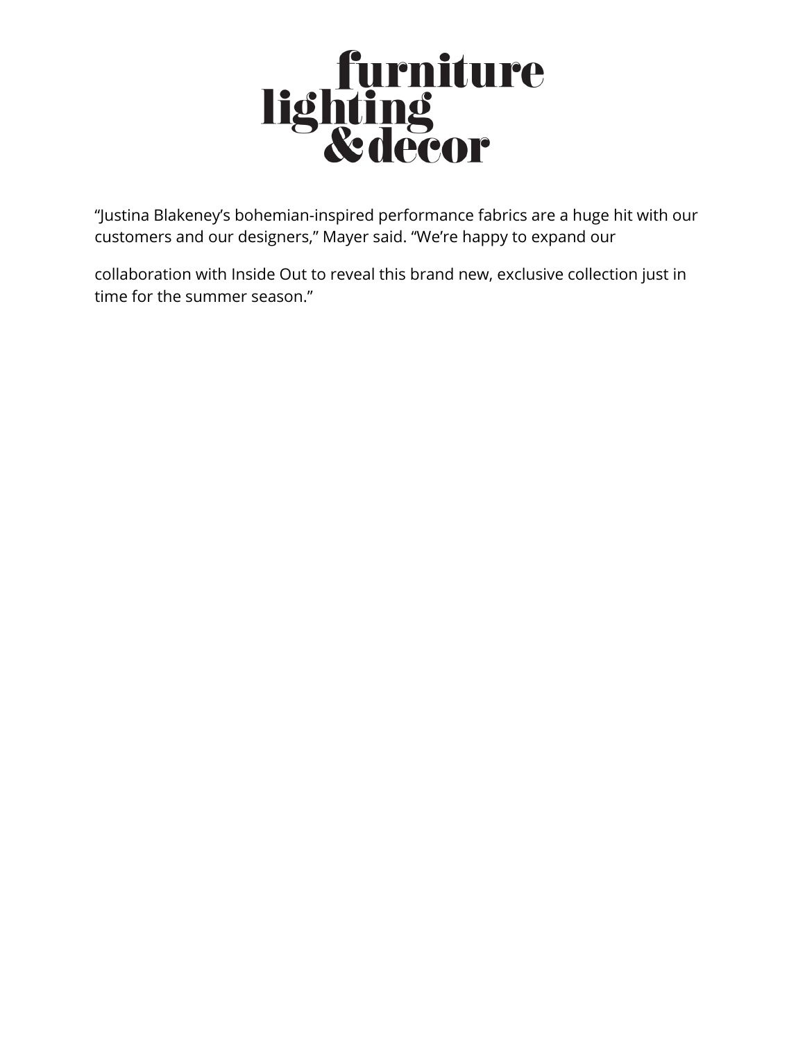"Justina Blakeney's bohemian-inspired performance fabrics are a huge hit with our customers and our designers," Mayer said. "We're happy to expand our collaboration with Inside Out to reveal this brand new, exclusive collection just in time for the summer season."